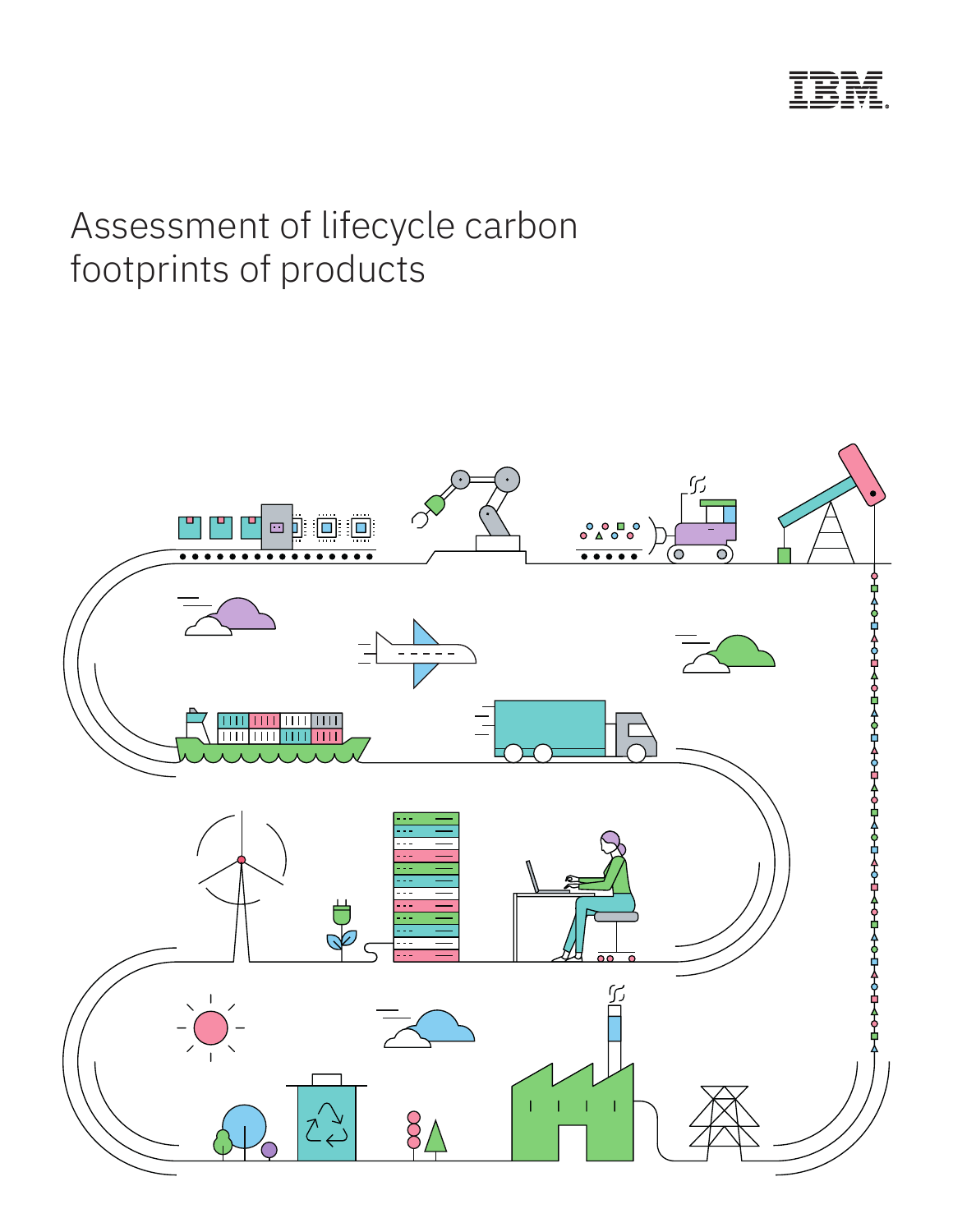# Assessment of lifecycle carbon footprints of products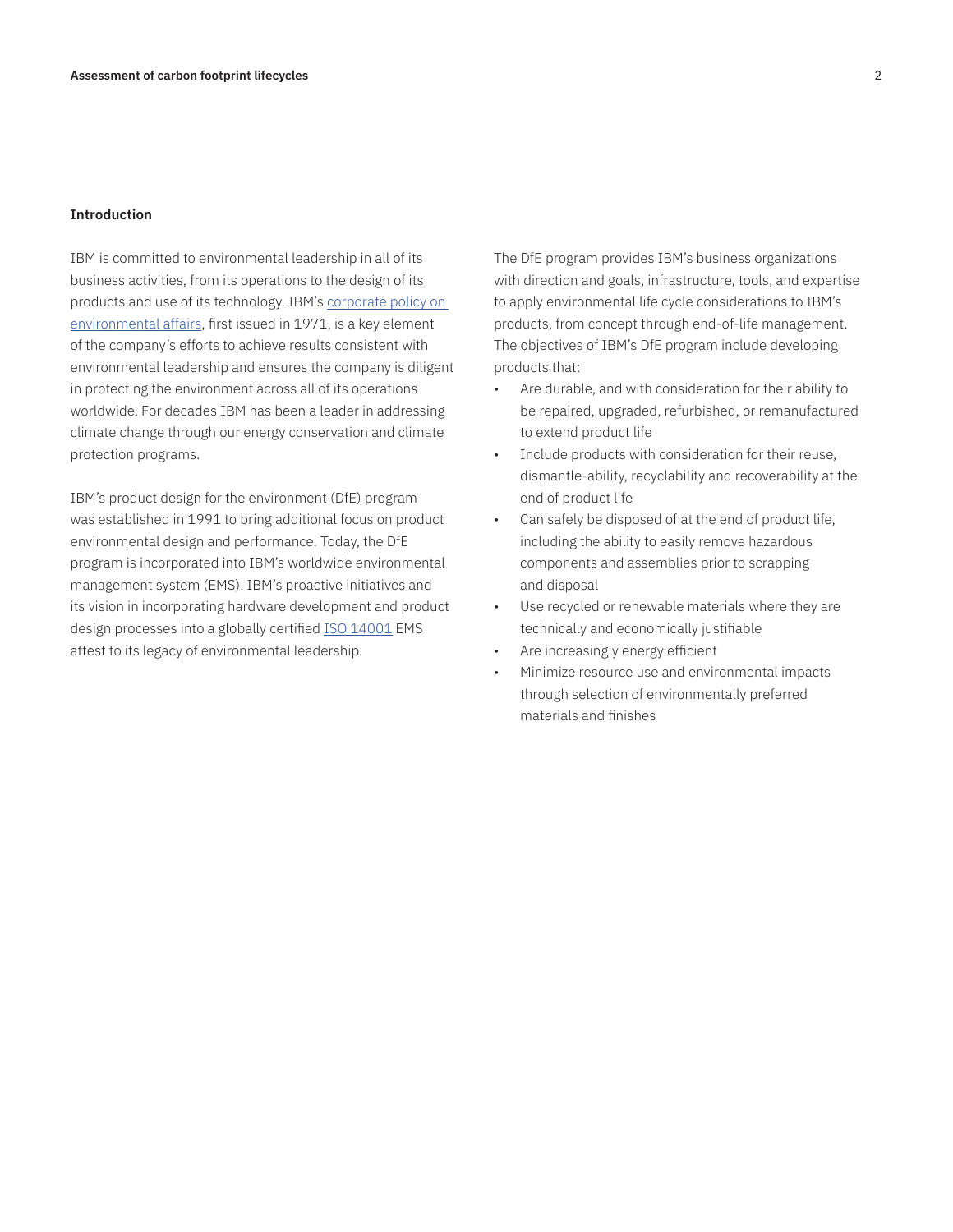## Introduction

IBM is committed to environmental leadership in all of its business activities, from its operations to the design of its products and use of its technology. IBM's corporate policy on environmental affairs, first issued in 1971, is a key element of the company's efforts to achieve results consistent with environmental leadership and ensures the company is diligent in protecting the environment across all of its operations worldwide. For decades IBM has been a leader in addressing climate change through our energy conservation and climate protection programs.

IBM's product design for the environment (DfE) program was established in 1991 to bring additional focus on product environmental design and performance. Today, the DfE program is incorporated into IBM's worldwide environmental management system (EMS). IBM's proactive initiatives and its vision in incorporating hardware development and product design processes into a globally certified ISO 14001 EMS attest to its legacy of environmental leadership.

The DfE program provides IBM's business organizations with direction and goals, infrastructure, tools, and expertise to apply environmental life cycle considerations to IBM's products, from concept through end-of-life management. The objectives of IBM's DfE program include developing products that:

- Are durable, and with consideration for their ability to be repaired, upgraded, refurbished, or remanufactured to extend product life
- Include products with consideration for their reuse, dismantle-ability, recyclability and recoverability at the end of product life
- Can safely be disposed of at the end of product life, including the ability to easily remove hazardous components and assemblies prior to scrapping and disposal
- Use recycled or renewable materials where they are technically and economically justifiable
- Are increasingly energy efficient
- Minimize resource use and environmental impacts through selection of environmentally preferred materials and finishes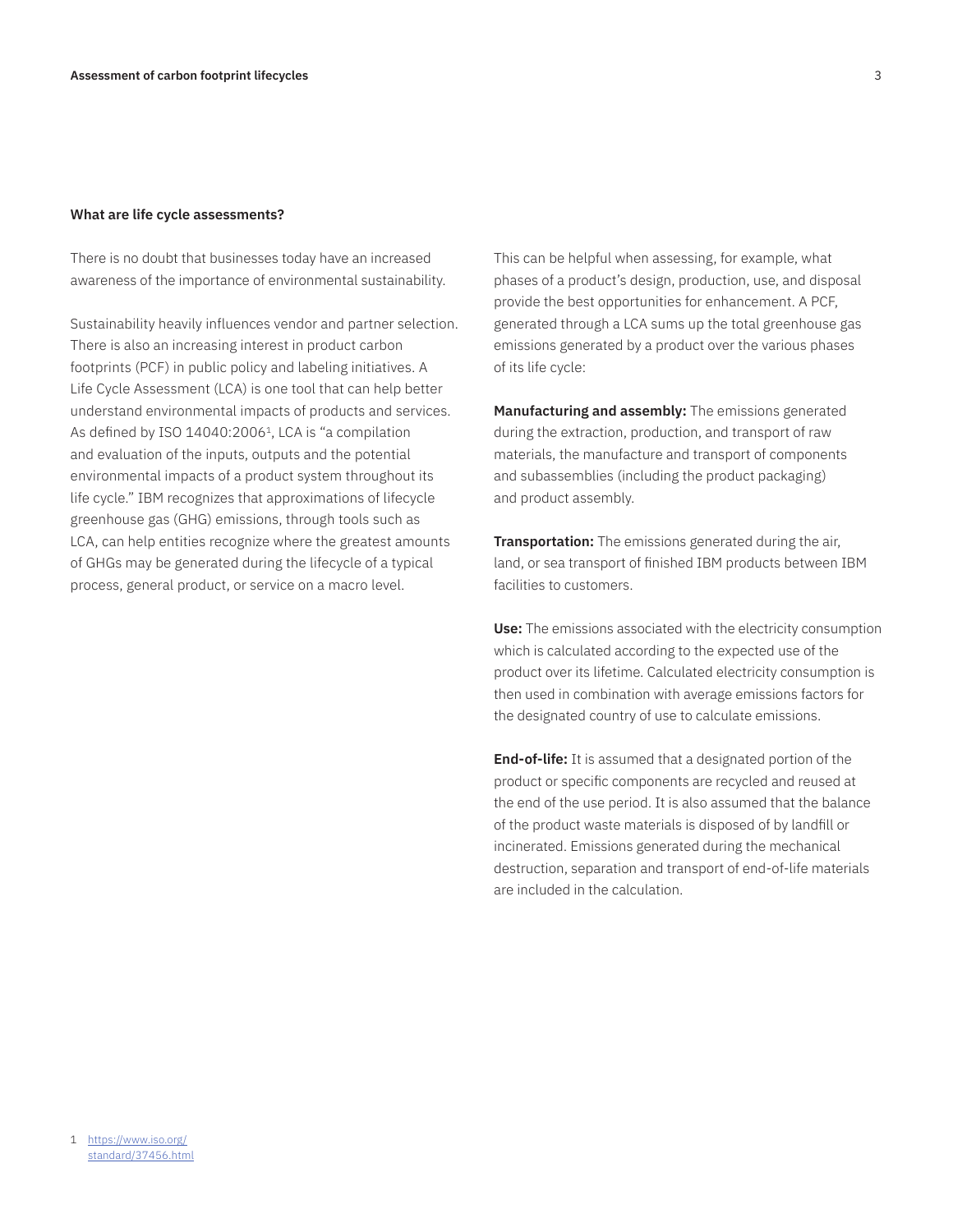## What are life cycle assessments?

There is no doubt that businesses today have an increased awareness of the importance of environmental sustainability.

Sustainability heavily influences vendor and partner selection. There is also an increasing interest in product carbon footprints (PCF) in public policy and labeling initiatives. A Life Cycle Assessment (LCA) is one tool that can help better understand environmental impacts of products and services. As defined by ISO 14040:2006[1], LCA is "a compilation and evaluation of the inputs, outputs and the potential environmental impacts of a product system throughout its life cycle." IBM recognizes that approximations of lifecycle greenhouse gas (GHG) emissions, through tools such as LCA, can help entities recognize where the greatest amounts of GHGs may be generated during the lifecycle of a typical process, general product, or service on a macro level.

This can be helpful when assessing, for example, what phases of a product's design, production, use, and disposal provide the best opportunities for enhancement. A PCF, generated through a LCA sums up the total greenhouse gas emissions generated by a product over the various phases of its life cycle:

**Manufacturing and assembly:** The emissions generated during the extraction, production, and transport of raw materials, the manufacture and transport of components and subassemblies (including the product packaging) and product assembly.

**Transportation:** The emissions generated during the air, land, or sea transport of finished IBM products between IBM facilities to customers.

**Use:** The emissions associated with the electricity consumption which is calculated according to the expected use of the product over its lifetime. Calculated electricity consumption is then used in combination with average emissions factors for the designated country of use to calculate emissions.

**End-of-life:** It is assumed that a designated portion of the product or specific components are recycled and reused at the end of the use period. It is also assumed that the balance of the product waste materials is disposed of by landfill or incinerated. Emissions generated during the mechanical destruction, separation and transport of end-of-life materials are included in the calculation.

1 https://www.iso.org/standard/37456.html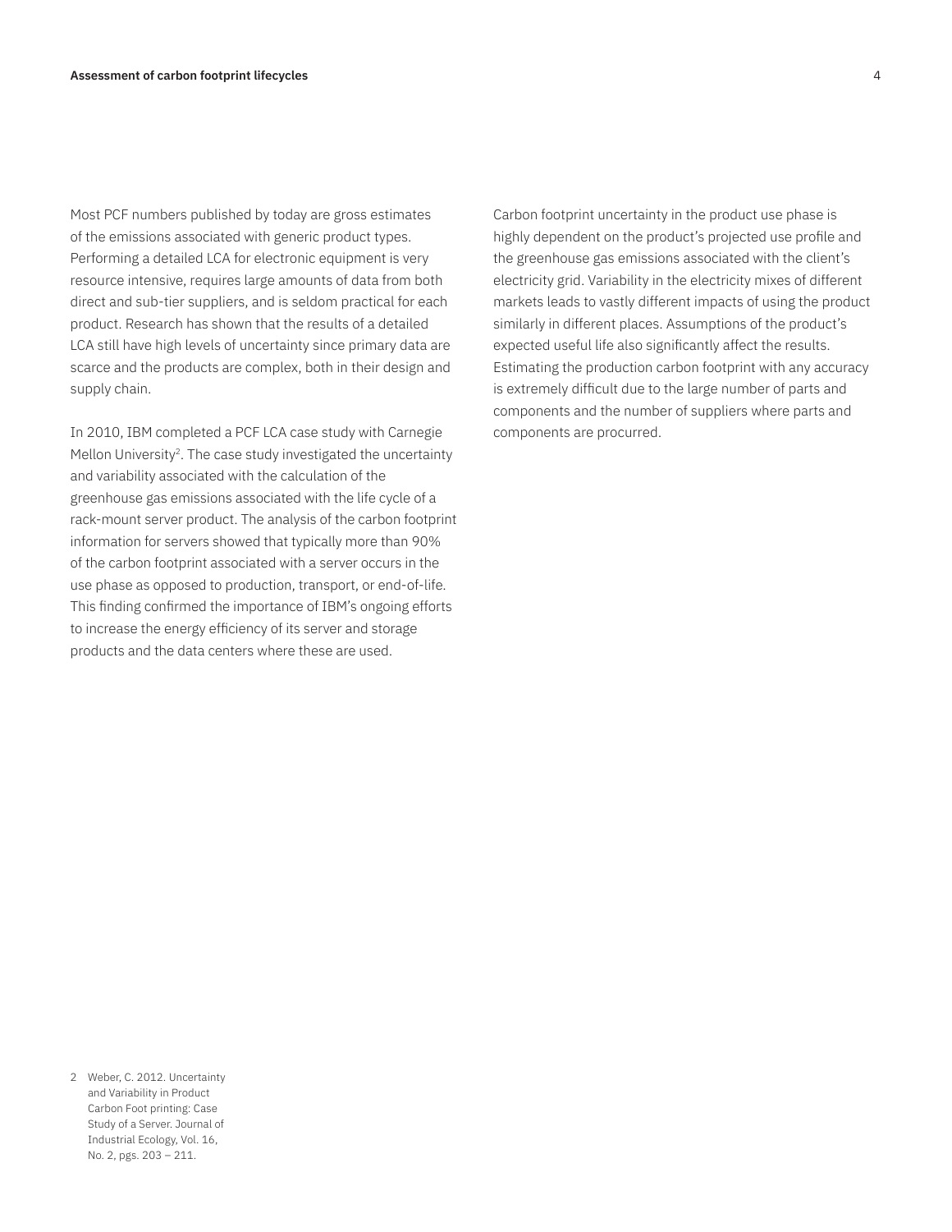Most PCF numbers published by today are gross estimates of the emissions associated with generic product types. Performing a detailed LCA for electronic equipment is very resource intensive, requires large amounts of data from both direct and sub-tier suppliers, and is seldom practical for each product. Research has shown that the results of a detailed LCA still have high levels of uncertainty since primary data are scarce and the products are complex, both in their design and supply chain.

In 2010, IBM completed a PCF LCA case study with Carnegie Mellon University[2]. The case study investigated the uncertainty and variability associated with the calculation of the greenhouse gas emissions associated with the life cycle of a rack-mount server product. The analysis of the carbon footprint information for servers showed that typically more than 90% of the carbon footprint associated with a server occurs in the use phase as opposed to production, transport, or end-of-life. This finding confirmed the importance of IBM's ongoing efforts to increase the energy efficiency of its server and storage products and the data centers where these are used.

Carbon footprint uncertainty in the product use phase is highly dependent on the product's projected use profile and the greenhouse gas emissions associated with the client's electricity grid. Variability in the electricity mixes of different markets leads to vastly different impacts of using the product similarly in different places. Assumptions of the product's expected useful life also significantly affect the results. Estimating the production carbon footprint with any accuracy is extremely difficult due to the large number of parts and components and the number of suppliers where parts and components are procurred.

2 Weber, C. 2012. Uncertainty and Variability in Product Carbon Foot printing: Case Study of a Server. Journal of Industrial Ecology, Vol. 16, No. 2, pgs. 203 – 211.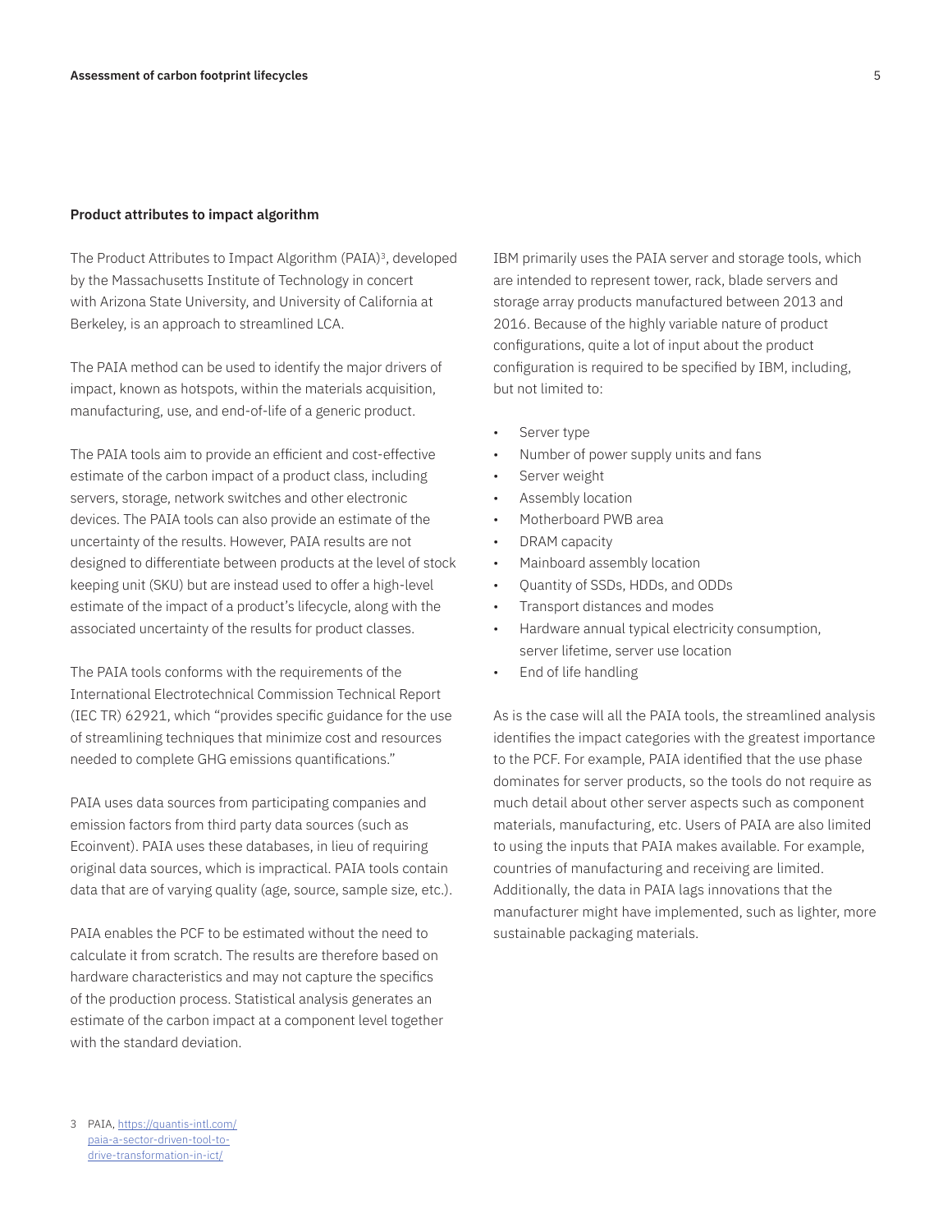### Product attributes to impact algorithm

The Product Attributes to Impact Algorithm (PAIA)[3], developed by the Massachusetts Institute of Technology in concert with Arizona State University, and University of California at Berkeley, is an approach to streamlined LCA.

The PAIA method can be used to identify the major drivers of impact, known as hotspots, within the materials acquisition, manufacturing, use, and end-of-life of a generic product.

The PAIA tools aim to provide an efficient and cost-effective estimate of the carbon impact of a product class, including servers, storage, network switches and other electronic devices. The PAIA tools can also provide an estimate of the uncertainty of the results. However, PAIA results are not designed to differentiate between products at the level of stock keeping unit (SKU) but are instead used to offer a high-level estimate of the impact of a product's lifecycle, along with the associated uncertainty of the results for product classes.

The PAIA tools conforms with the requirements of the International Electrotechnical Commission Technical Report (IEC TR) 62921, which "provides specific guidance for the use of streamlining techniques that minimize cost and resources needed to complete GHG emissions quantifications."

PAIA uses data sources from participating companies and emission factors from third party data sources (such as Ecoinvent). PAIA uses these databases, in lieu of requiring original data sources, which is impractical. PAIA tools contain data that are of varying quality (age, source, sample size, etc.).

PAIA enables the PCF to be estimated without the need to calculate it from scratch. The results are therefore based on hardware characteristics and may not capture the specifics of the production process. Statistical analysis generates an estimate of the carbon impact at a component level together with the standard deviation.

IBM primarily uses the PAIA server and storage tools, which are intended to represent tower, rack, blade servers and storage array products manufactured between 2013 and 2016. Because of the highly variable nature of product configurations, quite a lot of input about the product configuration is required to be specified by IBM, including, but not limited to:

- Server type
- Number of power supply units and fans
- Server weight
- Assembly location
- Motherboard PWB area
- DRAM capacity
- Mainboard assembly location
- Quantity of SSDs, HDDs, and ODDs
- Transport distances and modes
- Hardware annual typical electricity consumption, server lifetime, server use location
- End of life handling

As is the case will all the PAIA tools, the streamlined analysis identifies the impact categories with the greatest importance to the PCF. For example, PAIA identified that the use phase dominates for server products, so the tools do not require as much detail about other server aspects such as component materials, manufacturing, etc. Users of PAIA are also limited to using the inputs that PAIA makes available. For example, countries of manufacturing and receiving are limited. Additionally, the data in PAIA lags innovations that the manufacturer might have implemented, such as lighter, more sustainable packaging materials.

3 PAIA, https://quantis-intl.com/paia-a-sector-driven-tool-to-drive-transformation-in-ict/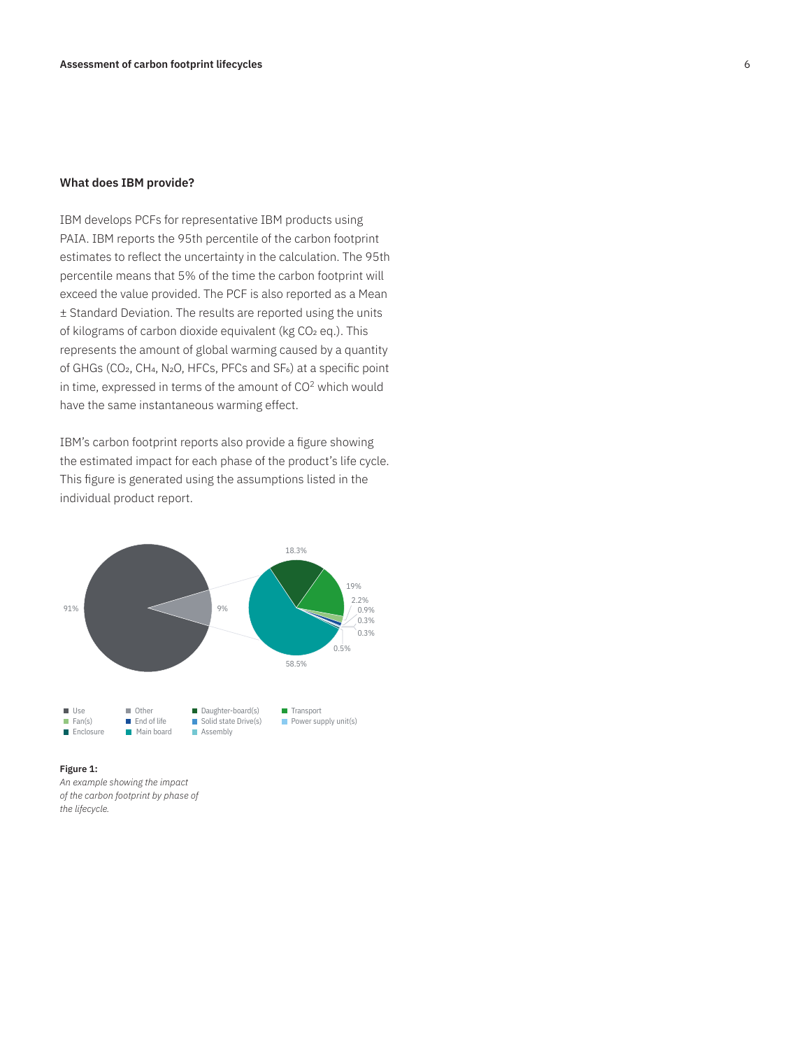### What does IBM provide?

IBM develops PCFs for representative IBM products using PAIA. IBM reports the 95th percentile of the carbon footprint estimates to reflect the uncertainty in the calculation. The 95th percentile means that 5% of the time the carbon footprint will exceed the value provided. The PCF is also reported as a Mean ± Standard Deviation. The results are reported using the units of kilograms of carbon dioxide equivalent (kg $CO_2$ eq.). This represents the amount of global warming caused by a quantity of GHGs ($CO_2$, $CH_4$, $N_2O$, HFCs, PFCs and $SF_6$) at a specific point in time, expressed in terms of the amount of $CO^2$ which would have the same instantaneous warming effect.

IBM's carbon footprint reports also provide a figure showing the estimated impact for each phase of the product's life cycle. This figure is generated using the assumptions listed in the individual product report.

91%

9%

18.3%

19%

2.2%

0.9%

0.3%

0.3%

0.5%

58.5%

Use | Other | Daughter-board(s) | Transport
Fan(s) | End of life | Solid state Drive(s) | Power supply unit(s)
Enclosure | Main board | Assembly

**Figure 1:**
*An example showing the impact of the carbon footprint by phase of the lifecycle.*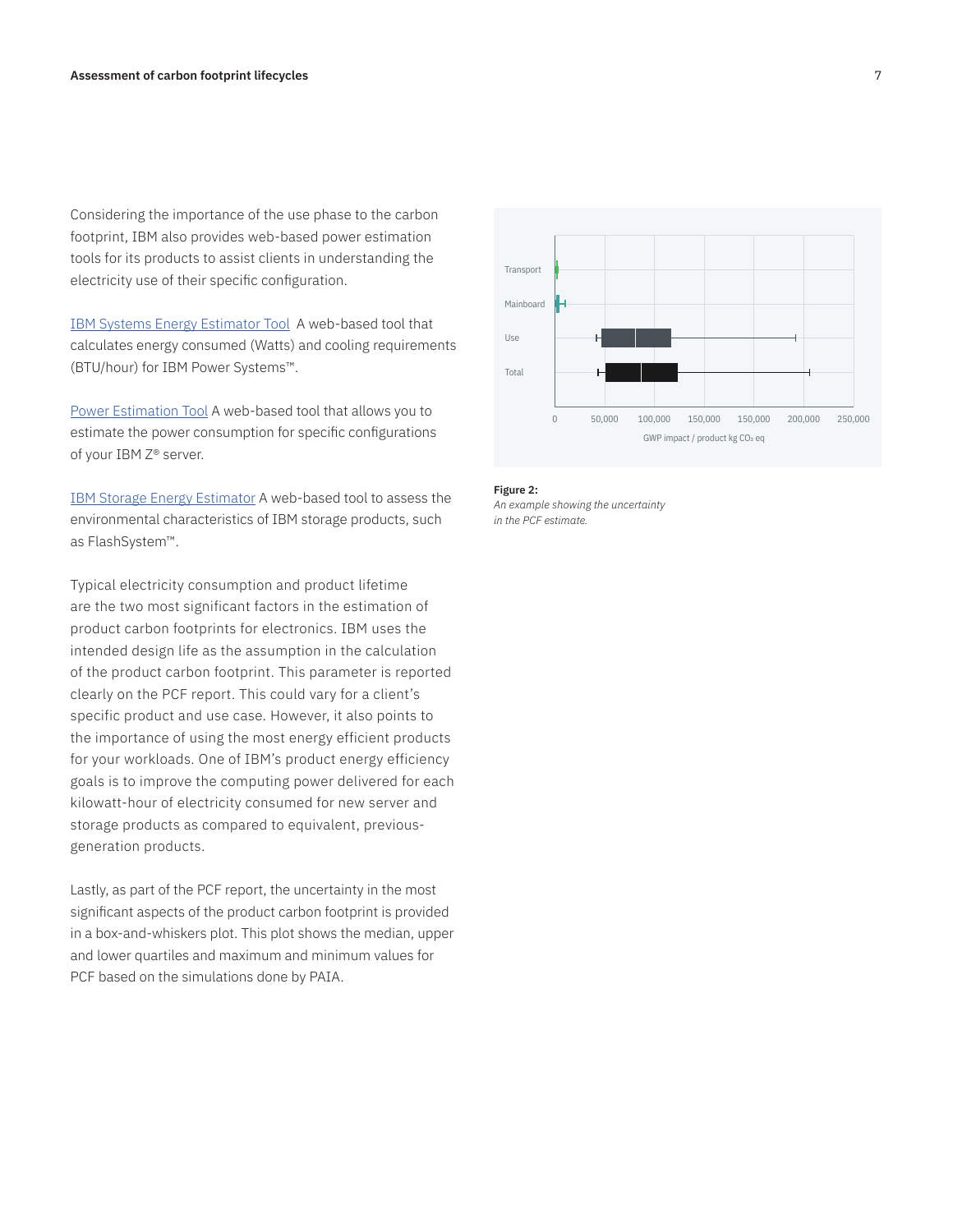Considering the importance of the use phase to the carbon footprint, IBM also provides web-based power estimation tools for its products to assist clients in understanding the electricity use of their specific configuration.

IBM Systems Energy Estimator Tool A web-based tool that calculates energy consumed (Watts) and cooling requirements (BTU/hour) for IBM Power Systems™.

Power Estimation Tool A web-based tool that allows you to estimate the power consumption for specific configurations of your IBM Z® server.

IBM Storage Energy Estimator A web-based tool to assess the environmental characteristics of IBM storage products, such as FlashSystem™.

Typical electricity consumption and product lifetime are the two most significant factors in the estimation of product carbon footprints for electronics. IBM uses the intended design life as the assumption in the calculation of the product carbon footprint. This parameter is reported clearly on the PCF report. This could vary for a client's specific product and use case. However, it also points to the importance of using the most energy efficient products for your workloads. One of IBM's product energy efficiency goals is to improve the computing power delivered for each kilowatt-hour of electricity consumed for new server and storage products as compared to equivalent, previous-generation products.

Lastly, as part of the PCF report, the uncertainty in the most significant aspects of the product carbon footprint is provided in a box-and-whiskers plot. This plot shows the median, upper and lower quartiles and maximum and minimum values for PCF based on the simulations done by PAIA.

Transport
Mainboard
Use
Total

0 50,000 100,000 150,000 150,000 200,000 250,000

GWP impact / product kg $CO_2$ eq

**Figure 2:**
*An example showing the uncertainty in the PCF estimate.*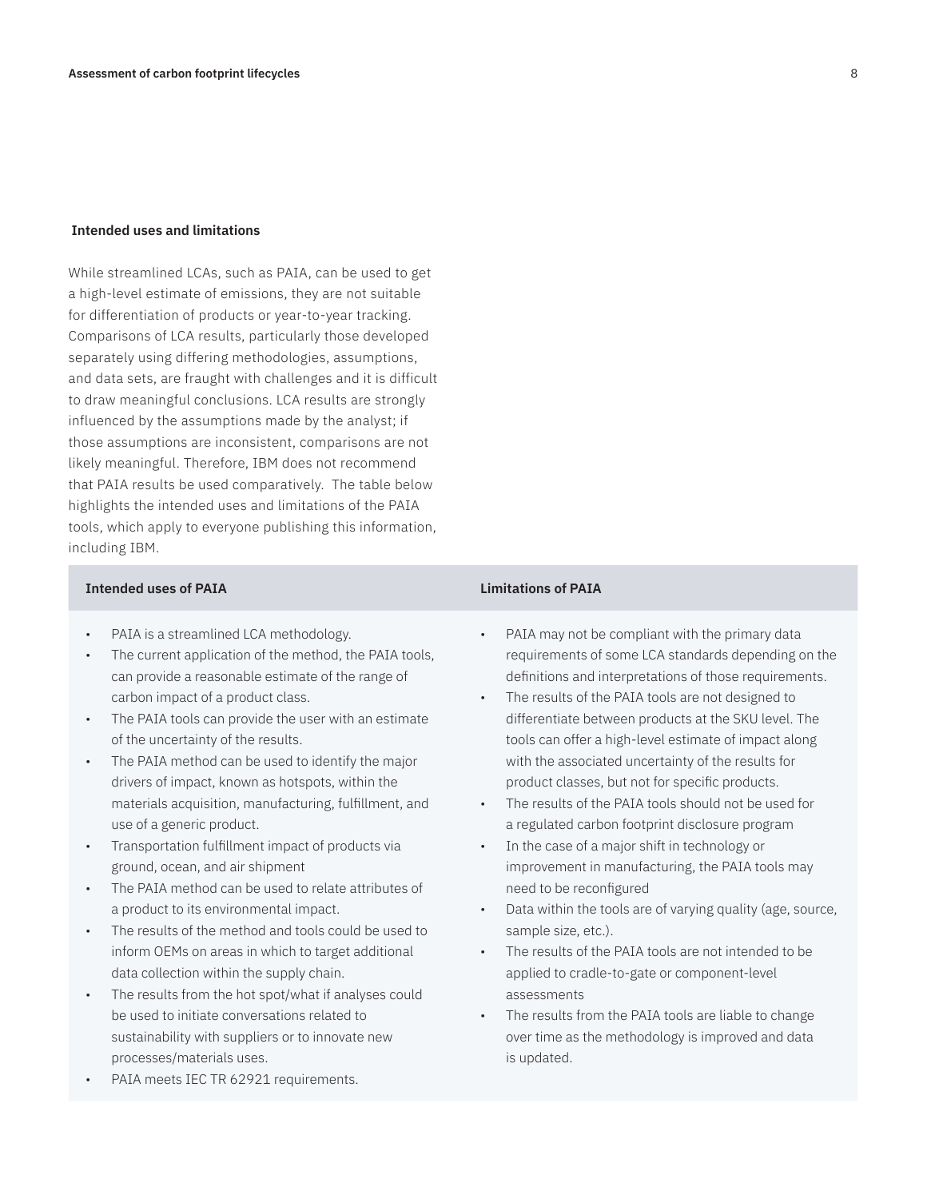### Intended uses and limitations

While streamlined LCAs, such as PAIA, can be used to get a high-level estimate of emissions, they are not suitable for differentiation of products or year-to-year tracking. Comparisons of LCA results, particularly those developed separately using differing methodologies, assumptions, and data sets, are fraught with challenges and it is difficult to draw meaningful conclusions. LCA results are strongly influenced by the assumptions made by the analyst; if those assumptions are inconsistent, comparisons are not likely meaningful. Therefore, IBM does not recommend that PAIA results be used comparatively. The table below highlights the intended uses and limitations of the PAIA tools, which apply to everyone publishing this information, including IBM.

| Intended uses of PAIA | Limitations of PAIA |
| --- | --- |
| • PAIA is a streamlined LCA methodology.<br>• The current application of the method, the PAIA tools, can provide a reasonable estimate of the range of carbon impact of a product class.<br>• The PAIA tools can provide the user with an estimate of the uncertainty of the results.<br>• The PAIA method can be used to identify the major drivers of impact, known as hotspots, within the materials acquisition, manufacturing, fulfillment, and use of a generic product.<br>• Transportation fulfillment impact of products via ground, ocean, and air shipment<br>• The PAIA method can be used to relate attributes of a product to its environmental impact.<br>• The results of the method and tools could be used to inform OEMs on areas in which to target additional data collection within the supply chain.<br>• The results from the hot spot/what if analyses could be used to initiate conversations related to sustainability with suppliers or to innovate new processes/materials uses.<br>• PAIA meets IEC TR 62921 requirements. | • PAIA may not be compliant with the primary data requirements of some LCA standards depending on the definitions and interpretations of those requirements.<br>• The results of the PAIA tools are not designed to differentiate between products at the SKU level. The tools can offer a high-level estimate of impact along with the associated uncertainty of the results for product classes, but not for specific products.<br>• The results of the PAIA tools should not be used for a regulated carbon footprint disclosure program<br>• In the case of a major shift in technology or improvement in manufacturing, the PAIA tools may need to be reconfigured<br>• Data within the tools are of varying quality (age, source, sample size, etc.).<br>• The results of the PAIA tools are not intended to be applied to cradle-to-gate or component-level assessments<br>• The results from the PAIA tools are liable to change over time as the methodology is improved and data is updated. |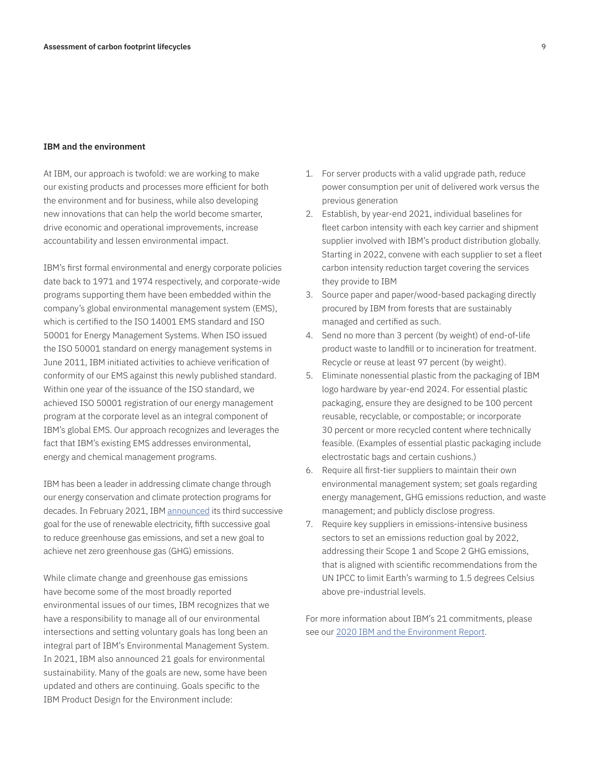## IBM and the environment

At IBM, our approach is twofold: we are working to make our existing products and processes more efficient for both the environment and for business, while also developing new innovations that can help the world become smarter, drive economic and operational improvements, increase accountability and lessen environmental impact.

IBM's first formal environmental and energy corporate policies date back to 1971 and 1974 respectively, and corporate-wide programs supporting them have been embedded within the company's global environmental management system (EMS), which is certified to the ISO 14001 EMS standard and ISO 50001 for Energy Management Systems. When ISO issued the ISO 50001 standard on energy management systems in June 2011, IBM initiated activities to achieve verification of conformity of our EMS against this newly published standard. Within one year of the issuance of the ISO standard, we achieved ISO 50001 registration of our energy management program at the corporate level as an integral component of IBM's global EMS. Our approach recognizes and leverages the fact that IBM's existing EMS addresses environmental, energy and chemical management programs.

IBM has been a leader in addressing climate change through our energy conservation and climate protection programs for decades. In February 2021, IBM announced its third successive goal for the use of renewable electricity, fifth successive goal to reduce greenhouse gas emissions, and set a new goal to achieve net zero greenhouse gas (GHG) emissions.

While climate change and greenhouse gas emissions have become some of the most broadly reported environmental issues of our times, IBM recognizes that we have a responsibility to manage all of our environmental intersections and setting voluntary goals has long been an integral part of IBM's Environmental Management System. In 2021, IBM also announced 21 goals for environmental sustainability. Many of the goals are new, some have been updated and others are continuing. Goals specific to the IBM Product Design for the Environment include:

1. For server products with a valid upgrade path, reduce power consumption per unit of delivered work versus the previous generation
2. Establish, by year-end 2021, individual baselines for fleet carbon intensity with each key carrier and shipment supplier involved with IBM's product distribution globally. Starting in 2022, convene with each supplier to set a fleet carbon intensity reduction target covering the services they provide to IBM
3. Source paper and paper/wood-based packaging directly procured by IBM from forests that are sustainably managed and certified as such.
4. Send no more than 3 percent (by weight) of end-of-life product waste to landfill or to incineration for treatment. Recycle or reuse at least 97 percent (by weight).
5. Eliminate nonessential plastic from the packaging of IBM logo hardware by year-end 2024. For essential plastic packaging, ensure they are designed to be 100 percent reusable, recyclable, or compostable; or incorporate 30 percent or more recycled content where technically feasible. (Examples of essential plastic packaging include electrostatic bags and certain cushions.)
6. Require all first-tier suppliers to maintain their own environmental management system; set goals regarding energy management, GHG emissions reduction, and waste management; and publicly disclose progress.
7. Require key suppliers in emissions-intensive business sectors to set an emissions reduction goal by 2022, addressing their Scope 1 and Scope 2 GHG emissions, that is aligned with scientific recommendations from the UN IPCC to limit Earth's warming to 1.5 degrees Celsius above pre-industrial levels.

For more information about IBM's 21 commitments, please see our 2020 IBM and the Environment Report.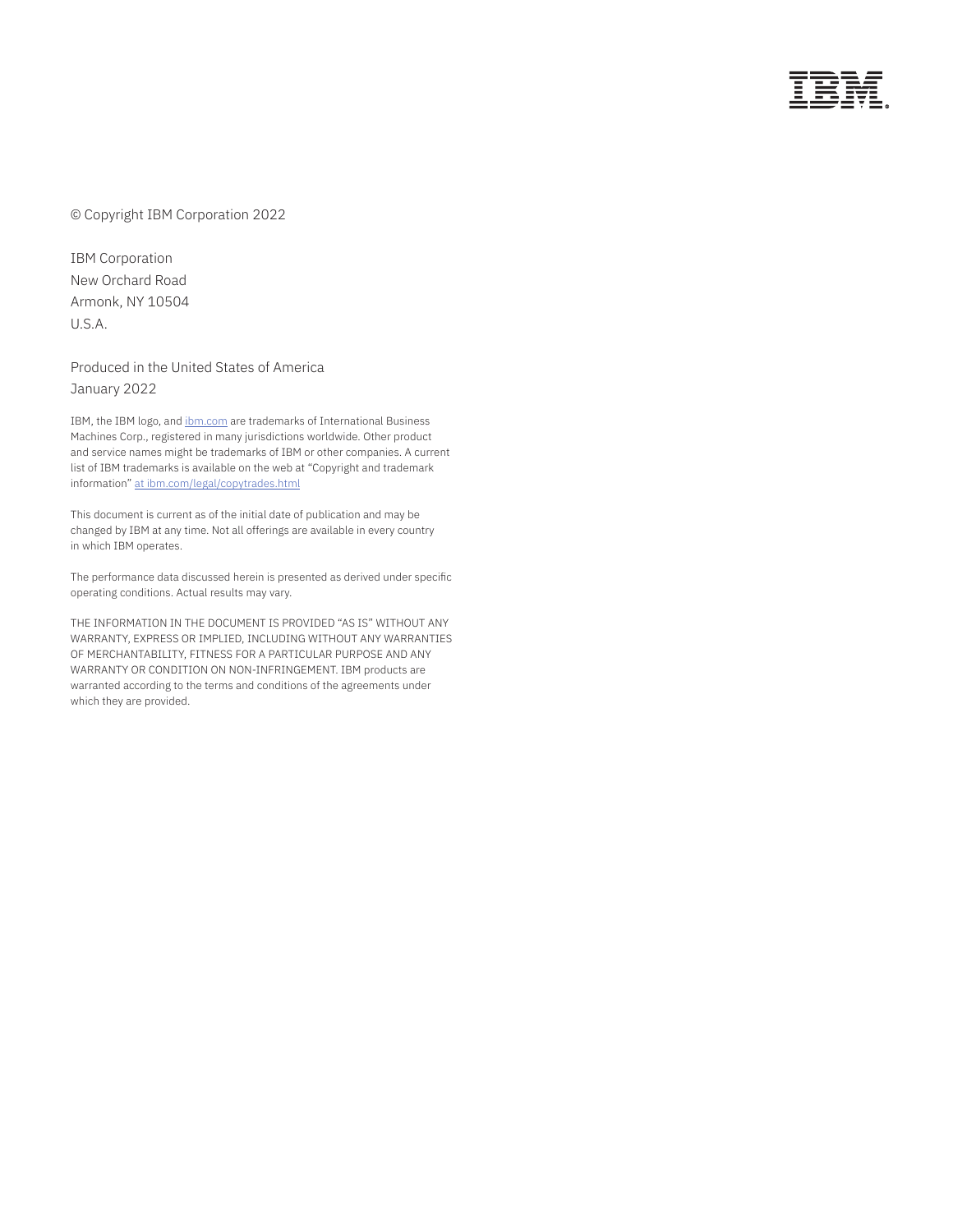© Copyright IBM Corporation 2022

IBM Corporation
New Orchard Road
Armonk, NY 10504
U.S.A.

Produced in the United States of America
January 2022

IBM, the IBM logo, and [ibm.com](http://ibm.com) are trademarks of International Business Machines Corp., registered in many jurisdictions worldwide. Other product and service names might be trademarks of IBM or other companies. A current list of IBM trademarks is available on the web at "Copyright and trademark information" [at ibm.com/legal/copytrades.html](http://ibm.com/legal/copytrades.html)

This document is current as of the initial date of publication and may be changed by IBM at any time. Not all offerings are available in every country in which IBM operates.

The performance data discussed herein is presented as derived under specific operating conditions. Actual results may vary.

THE INFORMATION IN THE DOCUMENT IS PROVIDED "AS IS" WITHOUT ANY WARRANTY, EXPRESS OR IMPLIED, INCLUDING WITHOUT ANY WARRANTIES OF MERCHANTABILITY, FITNESS FOR A PARTICULAR PURPOSE AND ANY WARRANTY OR CONDITION ON NON-INFRINGEMENT. IBM products are warranted according to the terms and conditions of the agreements under which they are provided.